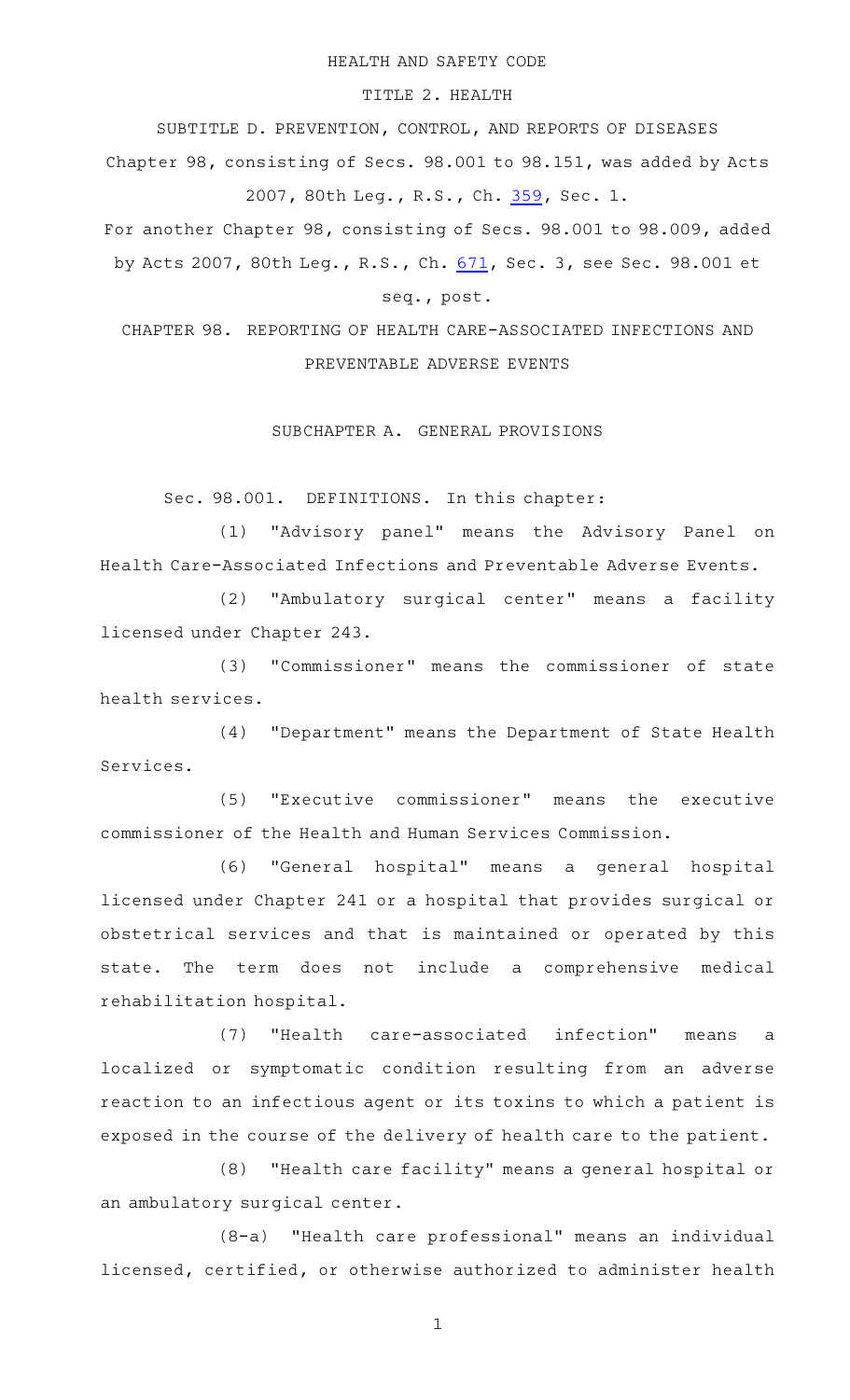HEALTH AND SAFETY CODE

TITLE 2. HEALTH

SUBTITLE D. PREVENTION, CONTROL, AND REPORTS OF DISEASES

Chapter 98, consisting of Secs. 98.001 to 98.151, was added by Acts 2007, 80th Leg., R.S., Ch. 359, Sec. 1.

For another Chapter 98, consisting of Secs. 98.001 to 98.009, added by Acts 2007, 80th Leg., R.S., Ch. 671, Sec. 3, see Sec. 98.001 et seq., post.

# CHAPTER 98. REPORTING OF HEALTH CARE-ASSOCIATED INFECTIONS AND PREVENTABLE ADVERSE EVENTS

## SUBCHAPTER A. GENERAL PROVISIONS

Sec. 98.001. DEFINITIONS. In this chapter:

(1) "Advisory panel" means the Advisory Panel on Health Care-Associated Infections and Preventable Adverse Events.

(2) "Ambulatory surgical center" means a facility licensed under Chapter 243.

(3) "Commissioner" means the commissioner of state health services.

(4) "Department" means the Department of State Health Services.

(5) "Executive commissioner" means the executive commissioner of the Health and Human Services Commission.

(6) "General hospital" means a general hospital licensed under Chapter 241 or a hospital that provides surgical or obstetrical services and that is maintained or operated by this state. The term does not include a comprehensive medical rehabilitation hospital.

(7) "Health care-associated infection" means a localized or symptomatic condition resulting from an adverse reaction to an infectious agent or its toxins to which a patient is exposed in the course of the delivery of health care to the patient.

(8) "Health care facility" means a general hospital or an ambulatory surgical center.

(8-a) "Health care professional" means an individual licensed, certified, or otherwise authorized to administer health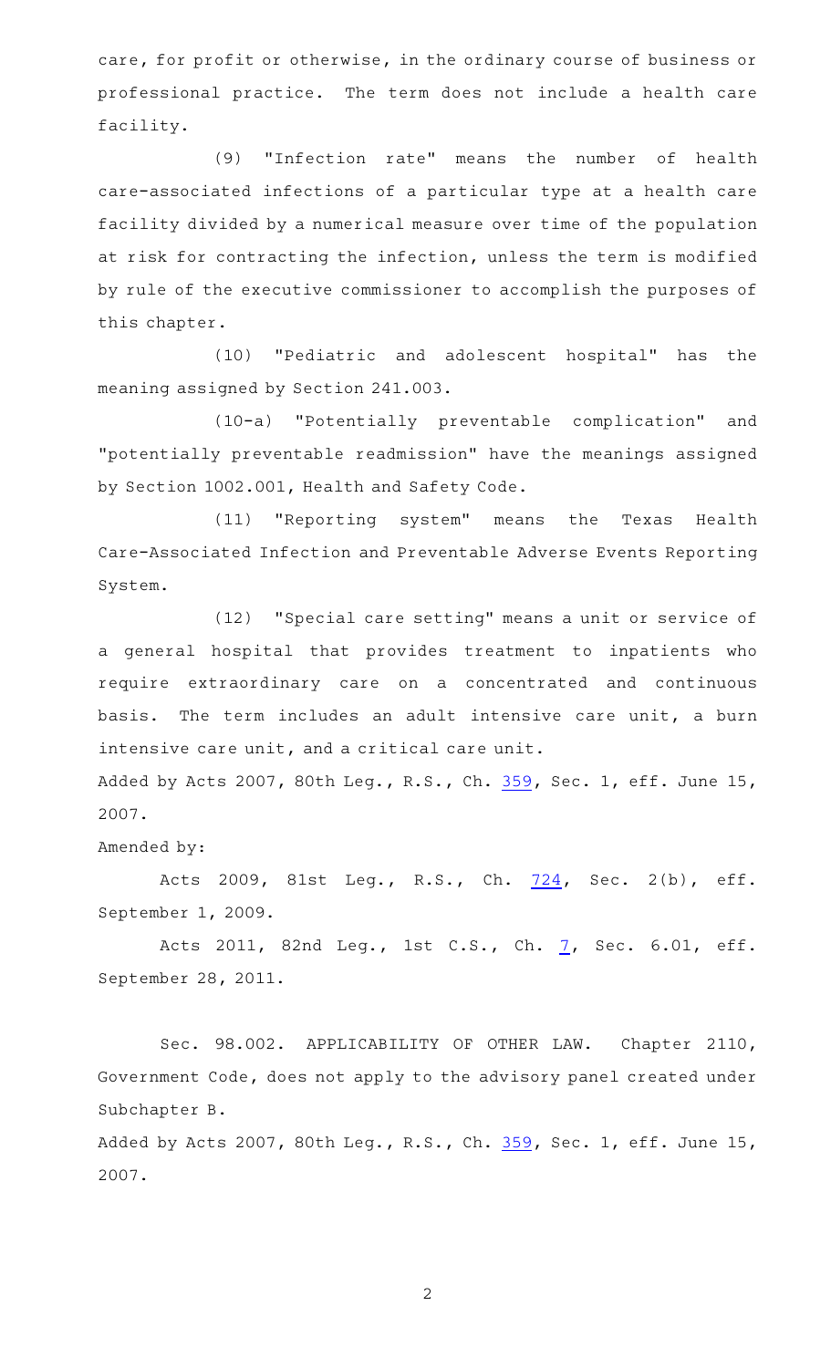care, for profit or otherwise, in the ordinary course of business or professional practice. The term does not include a health care facility.

(9) "Infection rate" means the number of health care-associated infections of a particular type at a health care facility divided by a numerical measure over time of the population at risk for contracting the infection, unless the term is modified by rule of the executive commissioner to accomplish the purposes of this chapter.

(10) "Pediatric and adolescent hospital" has the meaning assigned by Section 241.003.

(10-a) "Potentially preventable complication" and "potentially preventable readmission" have the meanings assigned by Section 1002.001, Health and Safety Code.

(11) "Reporting system" means the Texas Health Care-Associated Infection and Preventable Adverse Events Reporting System.

(12) "Special care setting" means a unit or service of a general hospital that provides treatment to inpatients who require extraordinary care on a concentrated and continuous basis. The term includes an adult intensive care unit, a burn intensive care unit, and a critical care unit.

Added by Acts 2007, 80th Leg., R.S., Ch. 359, Sec. 1, eff. June 15, 2007.

Amended by:

Acts 2009, 81st Leg., R.S., Ch. 724, Sec. 2(b), eff. September 1, 2009.

Acts 2011, 82nd Leg., 1st C.S., Ch. 7, Sec. 6.01, eff. September 28, 2011.

Sec. 98.002. APPLICABILITY OF OTHER LAW. Chapter 2110, Government Code, does not apply to the advisory panel created under Subchapter B.

Added by Acts 2007, 80th Leg., R.S., Ch. 359, Sec. 1, eff. June 15, 2007.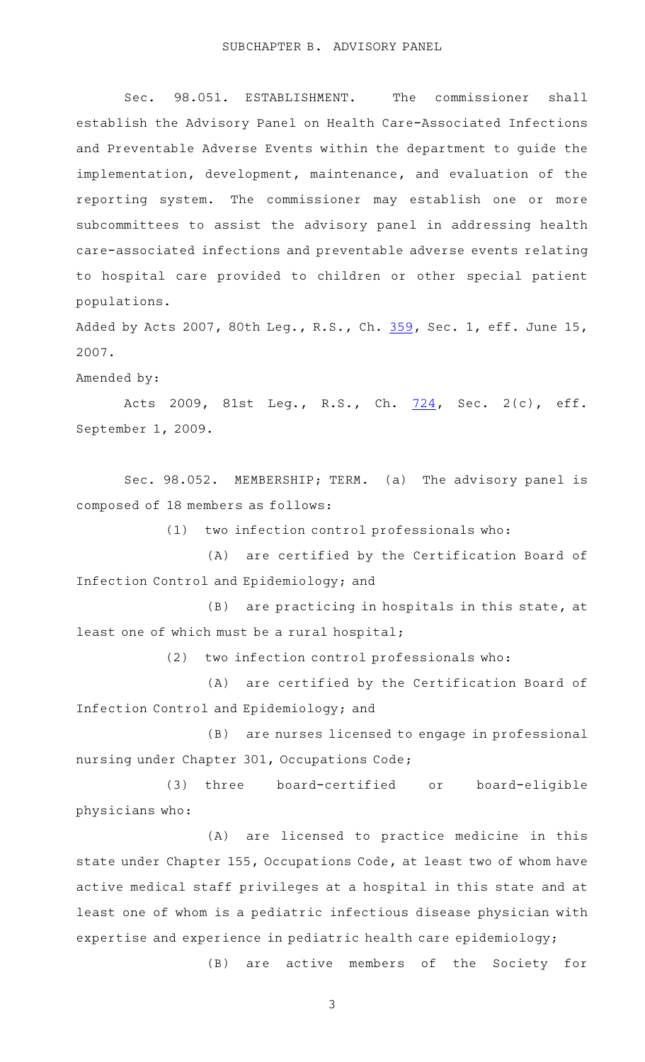## SUBCHAPTER B. ADVISORY PANEL

Sec. 98.051. ESTABLISHMENT. The commissioner shall establish the Advisory Panel on Health Care-Associated Infections and Preventable Adverse Events within the department to guide the implementation, development, maintenance, and evaluation of the reporting system. The commissioner may establish one or more subcommittees to assist the advisory panel in addressing health care-associated infections and preventable adverse events relating to hospital care provided to children or other special patient populations.

Added by Acts 2007, 80th Leg., R.S., Ch. 359, Sec. 1, eff. June 15, 2007.

Amended by:

Acts 2009, 81st Leg., R.S., Ch. 724, Sec. 2(c), eff. September 1, 2009.

Sec. 98.052. MEMBERSHIP; TERM. (a) The advisory panel is composed of 18 members as follows:

(1) two infection control professionals who:

(A) are certified by the Certification Board of Infection Control and Epidemiology; and

(B) are practicing in hospitals in this state, at least one of which must be a rural hospital;

(2) two infection control professionals who:

(A) are certified by the Certification Board of Infection Control and Epidemiology; and

(B) are nurses licensed to engage in professional nursing under Chapter 301, Occupations Code;

(3) three board-certified or board-eligible physicians who:

(A) are licensed to practice medicine in this state under Chapter 155, Occupations Code, at least two of whom have active medical staff privileges at a hospital in this state and at least one of whom is a pediatric infectious disease physician with expertise and experience in pediatric health care epidemiology;

(B) are active members of the Society for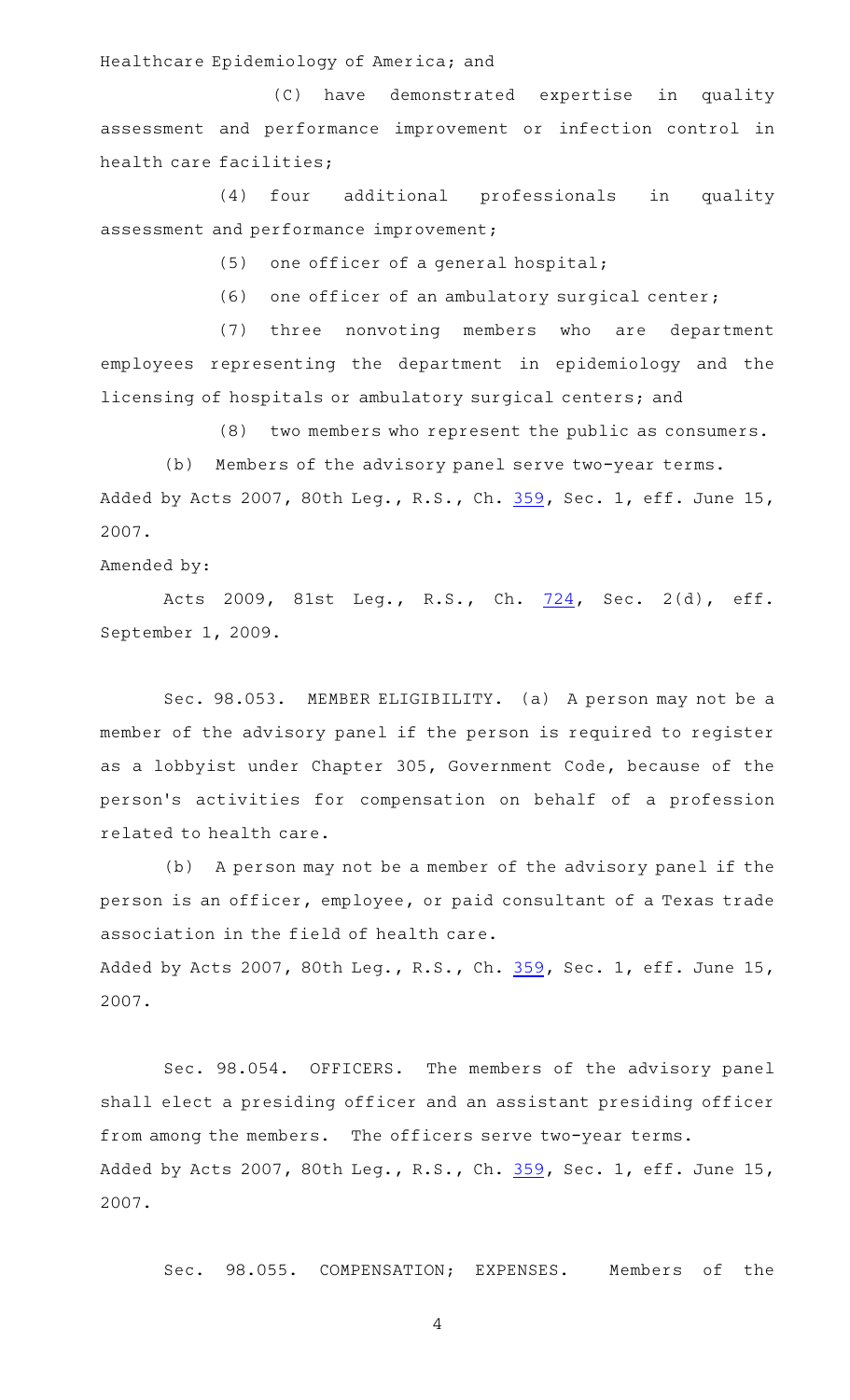Healthcare Epidemiology of America; and

(C) have demonstrated expertise in quality assessment and performance improvement or infection control in health care facilities;

(4) four additional professionals in quality assessment and performance improvement;

(5) one officer of a general hospital;

(6) one officer of an ambulatory surgical center;

(7) three nonvoting members who are department employees representing the department in epidemiology and the licensing of hospitals or ambulatory surgical centers; and

(8) two members who represent the public as consumers.

(b) Members of the advisory panel serve two-year terms.

Added by Acts 2007, 80th Leg., R.S., Ch. 359, Sec. 1, eff. June 15, 2007.

Amended by:

Acts 2009, 81st Leg., R.S., Ch. 724, Sec. 2(d), eff. September 1, 2009.

Sec. 98.053. MEMBER ELIGIBILITY. (a) A person may not be a member of the advisory panel if the person is required to register as a lobbyist under Chapter 305, Government Code, because of the person's activities for compensation on behalf of a profession related to health care.

(b) A person may not be a member of the advisory panel if the person is an officer, employee, or paid consultant of a Texas trade association in the field of health care.

Added by Acts 2007, 80th Leg., R.S., Ch. 359, Sec. 1, eff. June 15, 2007.

Sec. 98.054. OFFICERS. The members of the advisory panel shall elect a presiding officer and an assistant presiding officer from among the members. The officers serve two-year terms.

Added by Acts 2007, 80th Leg., R.S., Ch. 359, Sec. 1, eff. June 15, 2007.

Sec. 98.055. COMPENSATION; EXPENSES. Members of the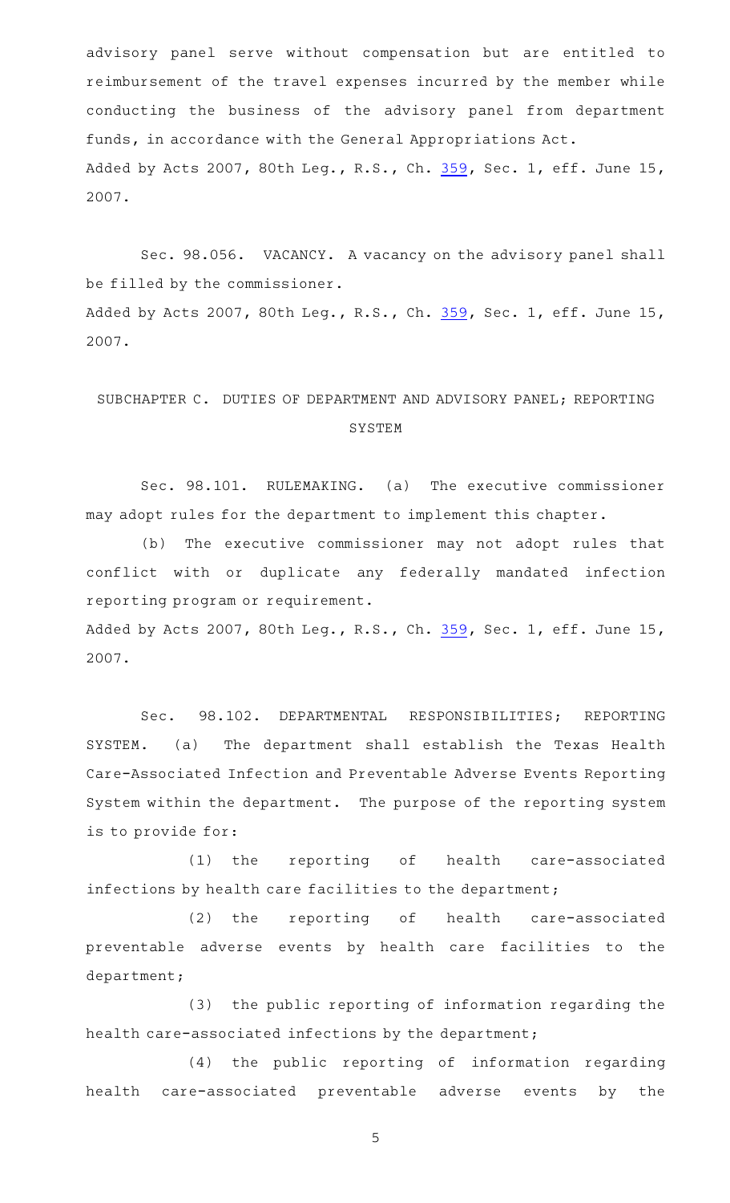advisory panel serve without compensation but are entitled to reimbursement of the travel expenses incurred by the member while conducting the business of the advisory panel from department funds, in accordance with the General Appropriations Act.

Added by Acts 2007, 80th Leg., R.S., Ch. 359, Sec. 1, eff. June 15, 2007.

Sec. 98.056. VACANCY. A vacancy on the advisory panel shall be filled by the commissioner.

Added by Acts 2007, 80th Leg., R.S., Ch. 359, Sec. 1, eff. June 15, 2007.

## SUBCHAPTER C. DUTIES OF DEPARTMENT AND ADVISORY PANEL; REPORTING SYSTEM

Sec. 98.101. RULEMAKING. (a) The executive commissioner may adopt rules for the department to implement this chapter.

(b) The executive commissioner may not adopt rules that conflict with or duplicate any federally mandated infection reporting program or requirement.

Added by Acts 2007, 80th Leg., R.S., Ch. 359, Sec. 1, eff. June 15, 2007.

Sec. 98.102. DEPARTMENTAL RESPONSIBILITIES; REPORTING SYSTEM. (a) The department shall establish the Texas Health Care-Associated Infection and Preventable Adverse Events Reporting System within the department. The purpose of the reporting system is to provide for:

(1) the reporting of health care-associated infections by health care facilities to the department;

(2) the reporting of health care-associated preventable adverse events by health care facilities to the department;

(3) the public reporting of information regarding the health care-associated infections by the department;

(4) the public reporting of information regarding health care-associated preventable adverse events by the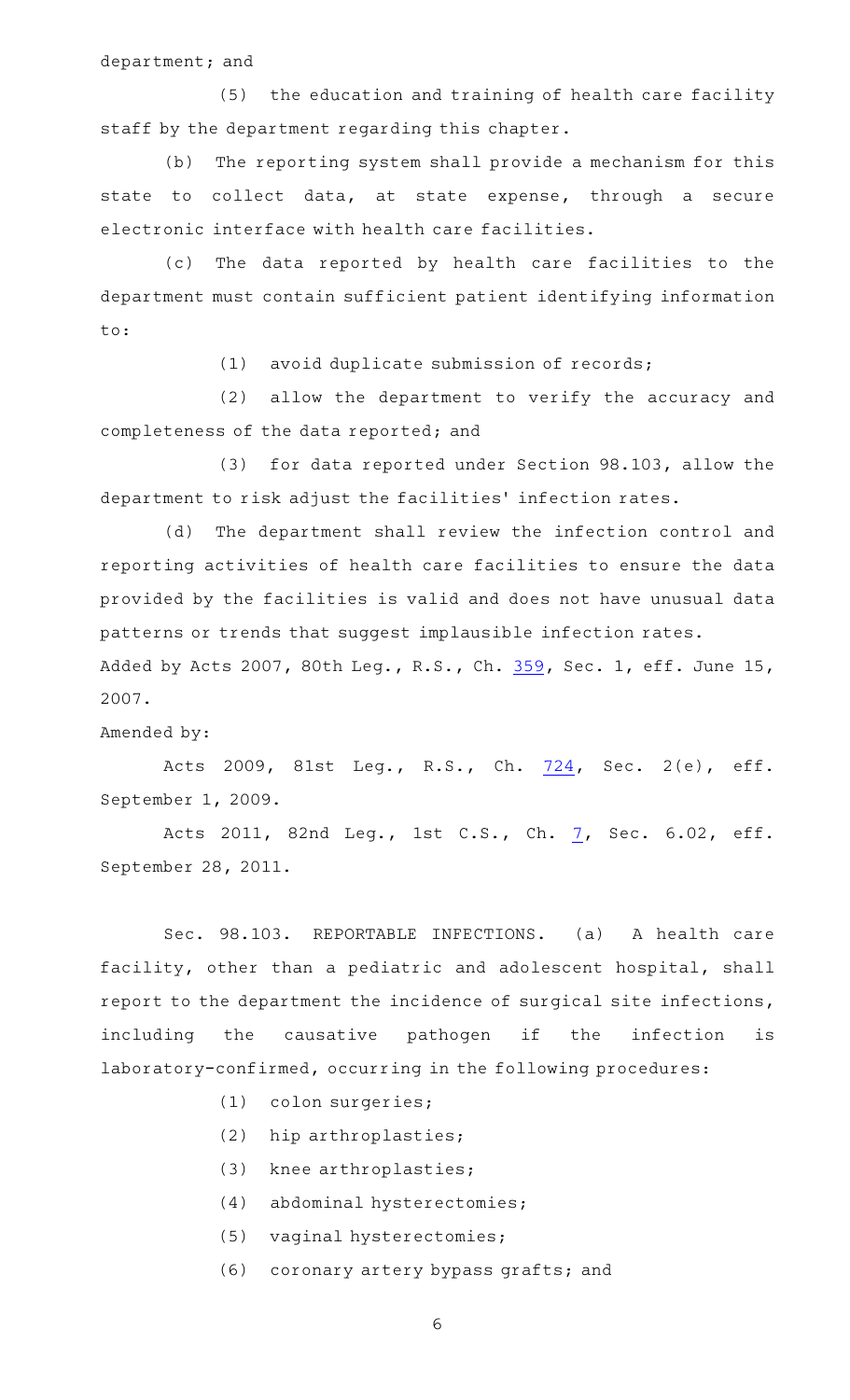department; and

(5) the education and training of health care facility staff by the department regarding this chapter.

(b) The reporting system shall provide a mechanism for this state to collect data, at state expense, through a secure electronic interface with health care facilities.

(c) The data reported by health care facilities to the department must contain sufficient patient identifying information to:

(1) avoid duplicate submission of records;

(2) allow the department to verify the accuracy and completeness of the data reported; and

(3) for data reported under Section 98.103, allow the department to risk adjust the facilities' infection rates.

(d) The department shall review the infection control and reporting activities of health care facilities to ensure the data provided by the facilities is valid and does not have unusual data patterns or trends that suggest implausible infection rates.

Added by Acts 2007, 80th Leg., R.S., Ch. 359, Sec. 1, eff. June 15, 2007.

Amended by:

Acts 2009, 81st Leg., R.S., Ch. 724, Sec. 2(e), eff. September 1, 2009.

Acts 2011, 82nd Leg., 1st C.S., Ch. 7, Sec. 6.02, eff. September 28, 2011.

Sec. 98.103. REPORTABLE INFECTIONS. (a) A health care facility, other than a pediatric and adolescent hospital, shall report to the department the incidence of surgical site infections, including the causative pathogen if the infection is laboratory-confirmed, occurring in the following procedures:

(1) colon surgeries;

(2) hip arthroplasties;

(3) knee arthroplasties;

(4) abdominal hysterectomies;

(5) vaginal hysterectomies;

(6) coronary artery bypass grafts; and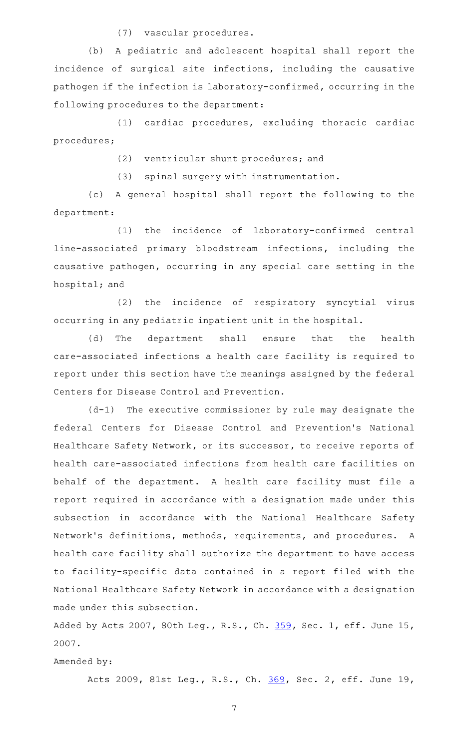(7) vascular procedures.

(b) A pediatric and adolescent hospital shall report the incidence of surgical site infections, including the causative pathogen if the infection is laboratory-confirmed, occurring in the following procedures to the department:

(1) cardiac procedures, excluding thoracic cardiac procedures;

(2) ventricular shunt procedures; and

(3) spinal surgery with instrumentation.

(c) A general hospital shall report the following to the department:

(1) the incidence of laboratory-confirmed central line-associated primary bloodstream infections, including the causative pathogen, occurring in any special care setting in the hospital; and

(2) the incidence of respiratory syncytial virus occurring in any pediatric inpatient unit in the hospital.

(d) The department shall ensure that the health care-associated infections a health care facility is required to report under this section have the meanings assigned by the federal Centers for Disease Control and Prevention.

(d-1) The executive commissioner by rule may designate the federal Centers for Disease Control and Prevention's National Healthcare Safety Network, or its successor, to receive reports of health care-associated infections from health care facilities on behalf of the department. A health care facility must file a report required in accordance with a designation made under this subsection in accordance with the National Healthcare Safety Network's definitions, methods, requirements, and procedures. A health care facility shall authorize the department to have access to facility-specific data contained in a report filed with the National Healthcare Safety Network in accordance with a designation made under this subsection.

Added by Acts 2007, 80th Leg., R.S., Ch. 359, Sec. 1, eff. June 15, 2007.

Amended by:

Acts 2009, 81st Leg., R.S., Ch. 369, Sec. 2, eff. June 19,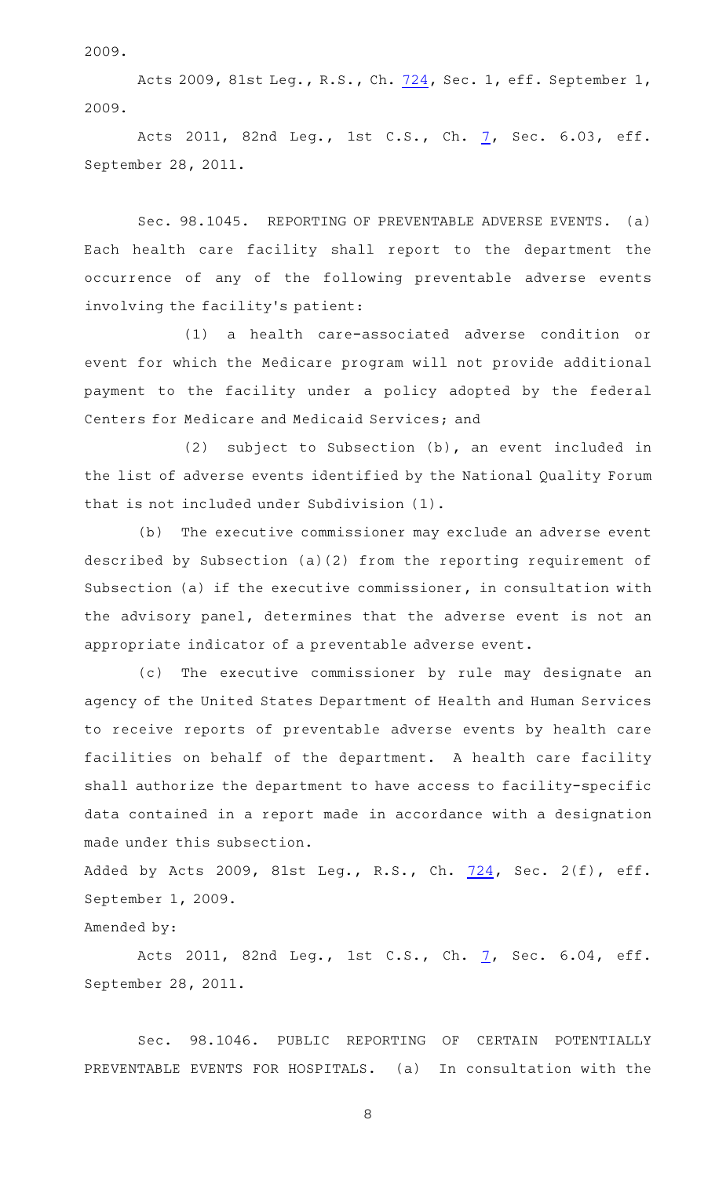2009.

Acts 2009, 81st Leg., R.S., Ch. 724, Sec. 1, eff. September 1, 2009.

Acts 2011, 82nd Leg., 1st C.S., Ch. 7, Sec. 6.03, eff. September 28, 2011.

Sec. 98.1045. REPORTING OF PREVENTABLE ADVERSE EVENTS. (a) Each health care facility shall report to the department the occurrence of any of the following preventable adverse events involving the facility's patient:

(1) a health care-associated adverse condition or event for which the Medicare program will not provide additional payment to the facility under a policy adopted by the federal Centers for Medicare and Medicaid Services; and

(2) subject to Subsection (b), an event included in the list of adverse events identified by the National Quality Forum that is not included under Subdivision (1).

(b) The executive commissioner may exclude an adverse event described by Subsection (a)(2) from the reporting requirement of Subsection (a) if the executive commissioner, in consultation with the advisory panel, determines that the adverse event is not an appropriate indicator of a preventable adverse event.

(c) The executive commissioner by rule may designate an agency of the United States Department of Health and Human Services to receive reports of preventable adverse events by health care facilities on behalf of the department. A health care facility shall authorize the department to have access to facility-specific data contained in a report made in accordance with a designation made under this subsection.

Added by Acts 2009, 81st Leg., R.S., Ch. 724, Sec. 2(f), eff. September 1, 2009.

Amended by:

Acts 2011, 82nd Leg., 1st C.S., Ch. 7, Sec. 6.04, eff. September 28, 2011.

Sec. 98.1046. PUBLIC REPORTING OF CERTAIN POTENTIALLY PREVENTABLE EVENTS FOR HOSPITALS. (a) In consultation with the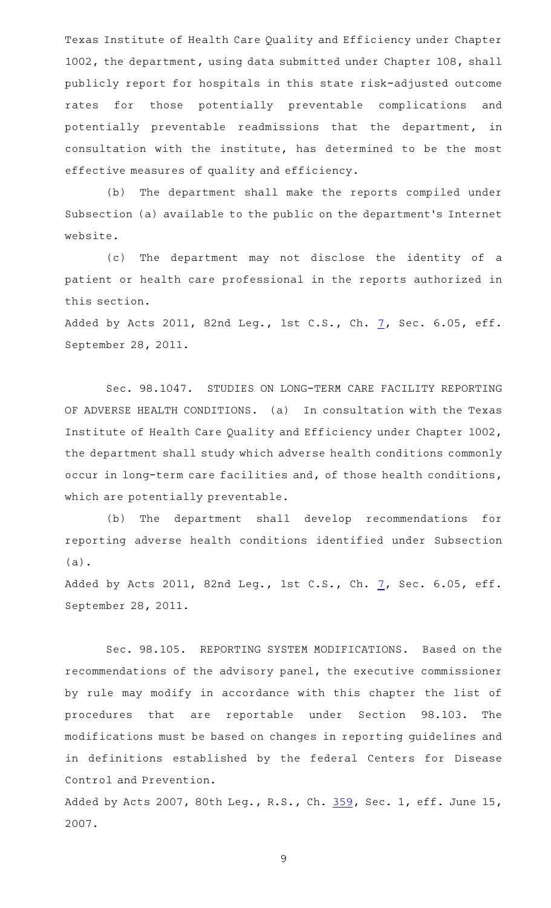Texas Institute of Health Care Quality and Efficiency under Chapter 1002, the department, using data submitted under Chapter 108, shall publicly report for hospitals in this state risk-adjusted outcome rates for those potentially preventable complications and potentially preventable readmissions that the department, in consultation with the institute, has determined to be the most effective measures of quality and efficiency.

(b) The department shall make the reports compiled under Subsection (a) available to the public on the department's Internet website.

(c) The department may not disclose the identity of a patient or health care professional in the reports authorized in this section.

Added by Acts 2011, 82nd Leg., 1st C.S., Ch. 7, Sec. 6.05, eff. September 28, 2011.

Sec. 98.1047. STUDIES ON LONG-TERM CARE FACILITY REPORTING OF ADVERSE HEALTH CONDITIONS. (a) In consultation with the Texas Institute of Health Care Quality and Efficiency under Chapter 1002, the department shall study which adverse health conditions commonly occur in long-term care facilities and, of those health conditions, which are potentially preventable.

(b) The department shall develop recommendations for reporting adverse health conditions identified under Subsection (a).

Added by Acts 2011, 82nd Leg., 1st C.S., Ch. 7, Sec. 6.05, eff. September 28, 2011.

Sec. 98.105. REPORTING SYSTEM MODIFICATIONS. Based on the recommendations of the advisory panel, the executive commissioner by rule may modify in accordance with this chapter the list of procedures that are reportable under Section 98.103. The modifications must be based on changes in reporting guidelines and in definitions established by the federal Centers for Disease Control and Prevention.

Added by Acts 2007, 80th Leg., R.S., Ch. 359, Sec. 1, eff. June 15, 2007.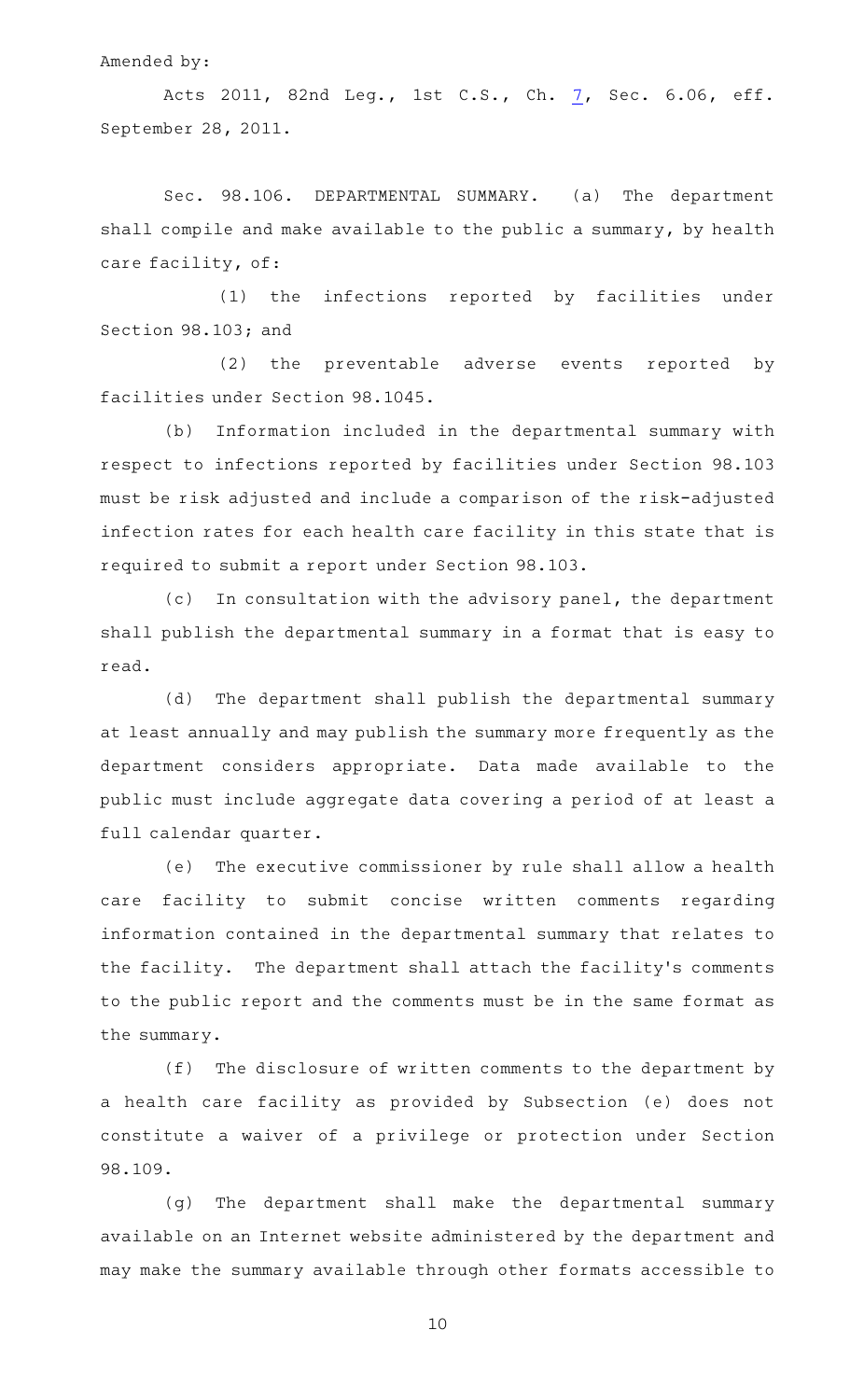Amended by:

Acts 2011, 82nd Leg., 1st C.S., Ch. 7, Sec. 6.06, eff. September 28, 2011.

Sec. 98.106. DEPARTMENTAL SUMMARY. (a) The department shall compile and make available to the public a summary, by health care facility, of:

(1) the infections reported by facilities under Section 98.103; and

(2) the preventable adverse events reported by facilities under Section 98.1045.

(b) Information included in the departmental summary with respect to infections reported by facilities under Section 98.103 must be risk adjusted and include a comparison of the risk-adjusted infection rates for each health care facility in this state that is required to submit a report under Section 98.103.

(c) In consultation with the advisory panel, the department shall publish the departmental summary in a format that is easy to read.

(d) The department shall publish the departmental summary at least annually and may publish the summary more frequently as the department considers appropriate. Data made available to the public must include aggregate data covering a period of at least a full calendar quarter.

(e) The executive commissioner by rule shall allow a health care facility to submit concise written comments regarding information contained in the departmental summary that relates to the facility. The department shall attach the facility's comments to the public report and the comments must be in the same format as the summary.

(f) The disclosure of written comments to the department by a health care facility as provided by Subsection (e) does not constitute a waiver of a privilege or protection under Section 98.109.

(g) The department shall make the departmental summary available on an Internet website administered by the department and may make the summary available through other formats accessible to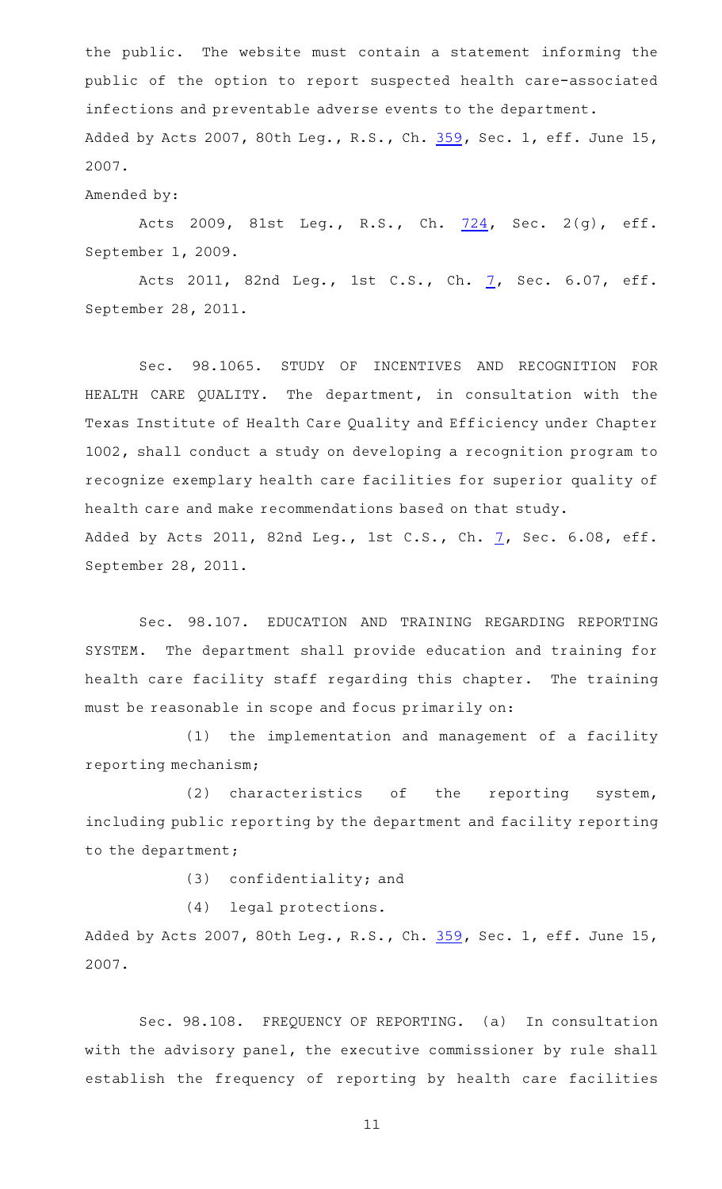the public. The website must contain a statement informing the public of the option to report suspected health care-associated infections and preventable adverse events to the department.

Added by Acts 2007, 80th Leg., R.S., Ch. 359, Sec. 1, eff. June 15, 2007.

Amended by:

Acts 2009, 81st Leg., R.S., Ch. 724, Sec. 2(g), eff. September 1, 2009.

Acts 2011, 82nd Leg., 1st C.S., Ch. 7, Sec. 6.07, eff. September 28, 2011.

Sec. 98.1065. STUDY OF INCENTIVES AND RECOGNITION FOR HEALTH CARE QUALITY. The department, in consultation with the Texas Institute of Health Care Quality and Efficiency under Chapter 1002, shall conduct a study on developing a recognition program to recognize exemplary health care facilities for superior quality of health care and make recommendations based on that study.

Added by Acts 2011, 82nd Leg., 1st C.S., Ch. 7, Sec. 6.08, eff. September 28, 2011.

Sec. 98.107. EDUCATION AND TRAINING REGARDING REPORTING SYSTEM. The department shall provide education and training for health care facility staff regarding this chapter. The training must be reasonable in scope and focus primarily on:

(1) the implementation and management of a facility reporting mechanism;

(2) characteristics of the reporting system, including public reporting by the department and facility reporting to the department;

(3) confidentiality; and

(4) legal protections.

Added by Acts 2007, 80th Leg., R.S., Ch. 359, Sec. 1, eff. June 15, 2007.

Sec. 98.108. FREQUENCY OF REPORTING. (a) In consultation with the advisory panel, the executive commissioner by rule shall establish the frequency of reporting by health care facilities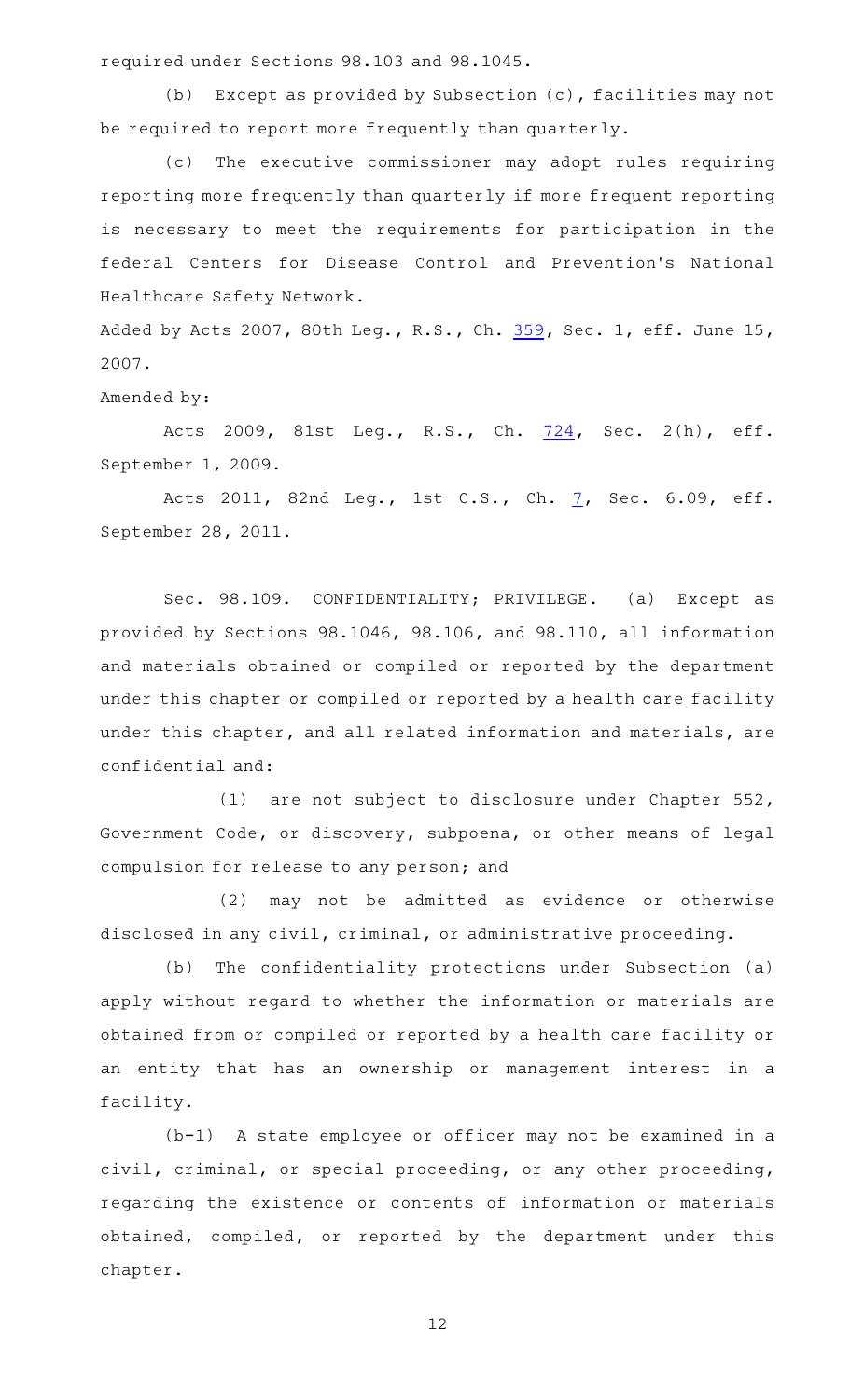required under Sections 98.103 and 98.1045.

(b) Except as provided by Subsection (c), facilities may not be required to report more frequently than quarterly.

(c) The executive commissioner may adopt rules requiring reporting more frequently than quarterly if more frequent reporting is necessary to meet the requirements for participation in the federal Centers for Disease Control and Prevention's National Healthcare Safety Network.

Added by Acts 2007, 80th Leg., R.S., Ch. 359, Sec. 1, eff. June 15, 2007.

Amended by:

Acts 2009, 81st Leg., R.S., Ch. 724, Sec. 2(h), eff. September 1, 2009.

Acts 2011, 82nd Leg., 1st C.S., Ch. 7, Sec. 6.09, eff. September 28, 2011.

Sec. 98.109. CONFIDENTIALITY; PRIVILEGE. (a) Except as provided by Sections 98.1046, 98.106, and 98.110, all information and materials obtained or compiled or reported by the department under this chapter or compiled or reported by a health care facility under this chapter, and all related information and materials, are confidential and:

(1) are not subject to disclosure under Chapter 552, Government Code, or discovery, subpoena, or other means of legal compulsion for release to any person; and

(2) may not be admitted as evidence or otherwise disclosed in any civil, criminal, or administrative proceeding.

(b) The confidentiality protections under Subsection (a) apply without regard to whether the information or materials are obtained from or compiled or reported by a health care facility or an entity that has an ownership or management interest in a facility.

(b-1) A state employee or officer may not be examined in a civil, criminal, or special proceeding, or any other proceeding, regarding the existence or contents of information or materials obtained, compiled, or reported by the department under this chapter.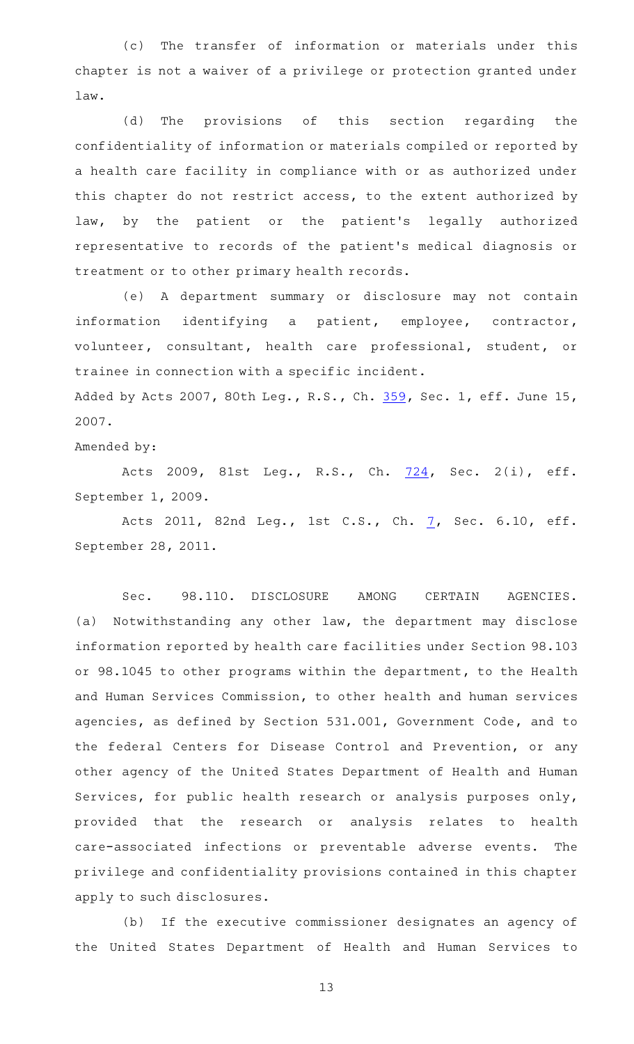(c) The transfer of information or materials under this chapter is not a waiver of a privilege or protection granted under law.

(d) The provisions of this section regarding the confidentiality of information or materials compiled or reported by a health care facility in compliance with or as authorized under this chapter do not restrict access, to the extent authorized by law, by the patient or the patient's legally authorized representative to records of the patient's medical diagnosis or treatment or to other primary health records.

(e) A department summary or disclosure may not contain information identifying a patient, employee, contractor, volunteer, consultant, health care professional, student, or trainee in connection with a specific incident.

Added by Acts 2007, 80th Leg., R.S., Ch. 359, Sec. 1, eff. June 15, 2007.

Amended by:

Acts 2009, 81st Leg., R.S., Ch. 724, Sec. 2(i), eff. September 1, 2009.

Acts 2011, 82nd Leg., 1st C.S., Ch. 7, Sec. 6.10, eff. September 28, 2011.

Sec. 98.110. DISCLOSURE AMONG CERTAIN AGENCIES. (a) Notwithstanding any other law, the department may disclose information reported by health care facilities under Section 98.103 or 98.1045 to other programs within the department, to the Health and Human Services Commission, to other health and human services agencies, as defined by Section 531.001, Government Code, and to the federal Centers for Disease Control and Prevention, or any other agency of the United States Department of Health and Human Services, for public health research or analysis purposes only, provided that the research or analysis relates to health care-associated infections or preventable adverse events. The privilege and confidentiality provisions contained in this chapter apply to such disclosures.

(b) If the executive commissioner designates an agency of the United States Department of Health and Human Services to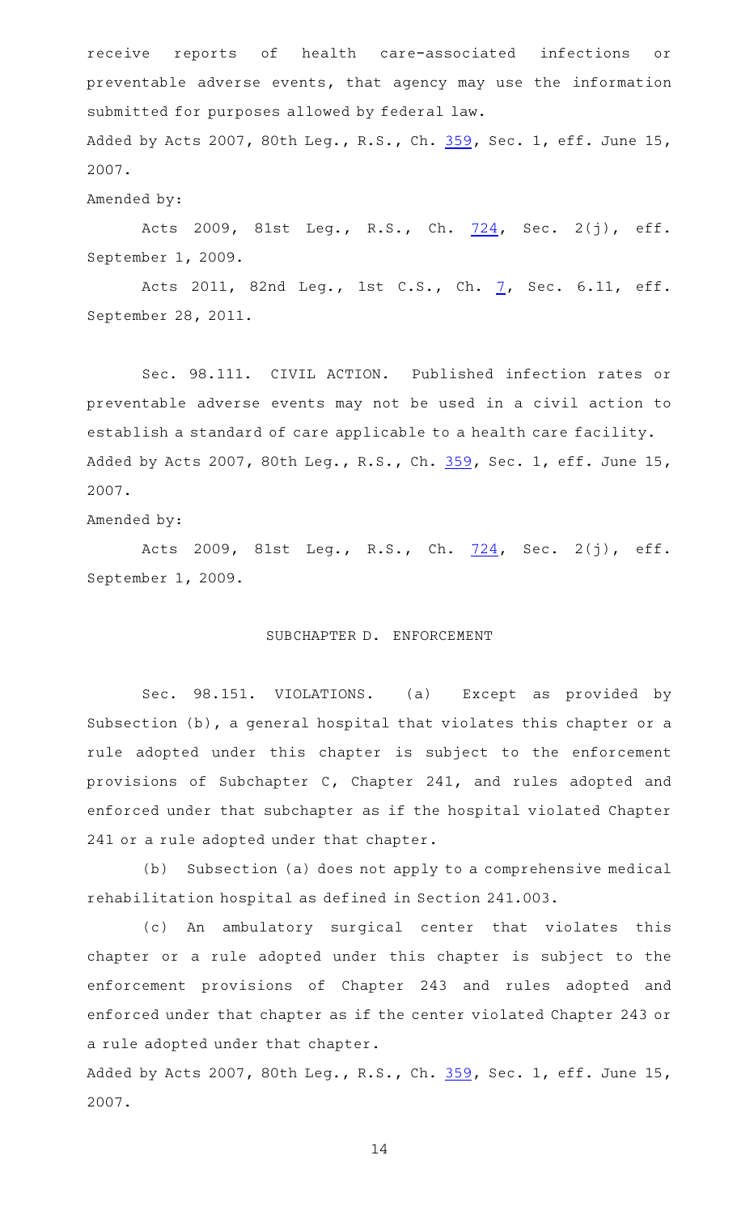receive reports of health care-associated infections or preventable adverse events, that agency may use the information submitted for purposes allowed by federal law.

Added by Acts 2007, 80th Leg., R.S., Ch. 359, Sec. 1, eff. June 15, 2007.

Amended by:

Acts 2009, 81st Leg., R.S., Ch. 724, Sec. 2(j), eff. September 1, 2009.

Acts 2011, 82nd Leg., 1st C.S., Ch. 7, Sec. 6.11, eff. September 28, 2011.

Sec. 98.111. CIVIL ACTION. Published infection rates or preventable adverse events may not be used in a civil action to establish a standard of care applicable to a health care facility.

Added by Acts 2007, 80th Leg., R.S., Ch. 359, Sec. 1, eff. June 15, 2007.

Amended by:

Acts 2009, 81st Leg., R.S., Ch. 724, Sec. 2(j), eff. September 1, 2009.

## SUBCHAPTER D. ENFORCEMENT

Sec. 98.151. VIOLATIONS. (a) Except as provided by Subsection (b), a general hospital that violates this chapter or a rule adopted under this chapter is subject to the enforcement provisions of Subchapter C, Chapter 241, and rules adopted and enforced under that subchapter as if the hospital violated Chapter 241 or a rule adopted under that chapter.

(b) Subsection (a) does not apply to a comprehensive medical rehabilitation hospital as defined in Section 241.003.

(c) An ambulatory surgical center that violates this chapter or a rule adopted under this chapter is subject to the enforcement provisions of Chapter 243 and rules adopted and enforced under that chapter as if the center violated Chapter 243 or a rule adopted under that chapter.

Added by Acts 2007, 80th Leg., R.S., Ch. 359, Sec. 1, eff. June 15, 2007.